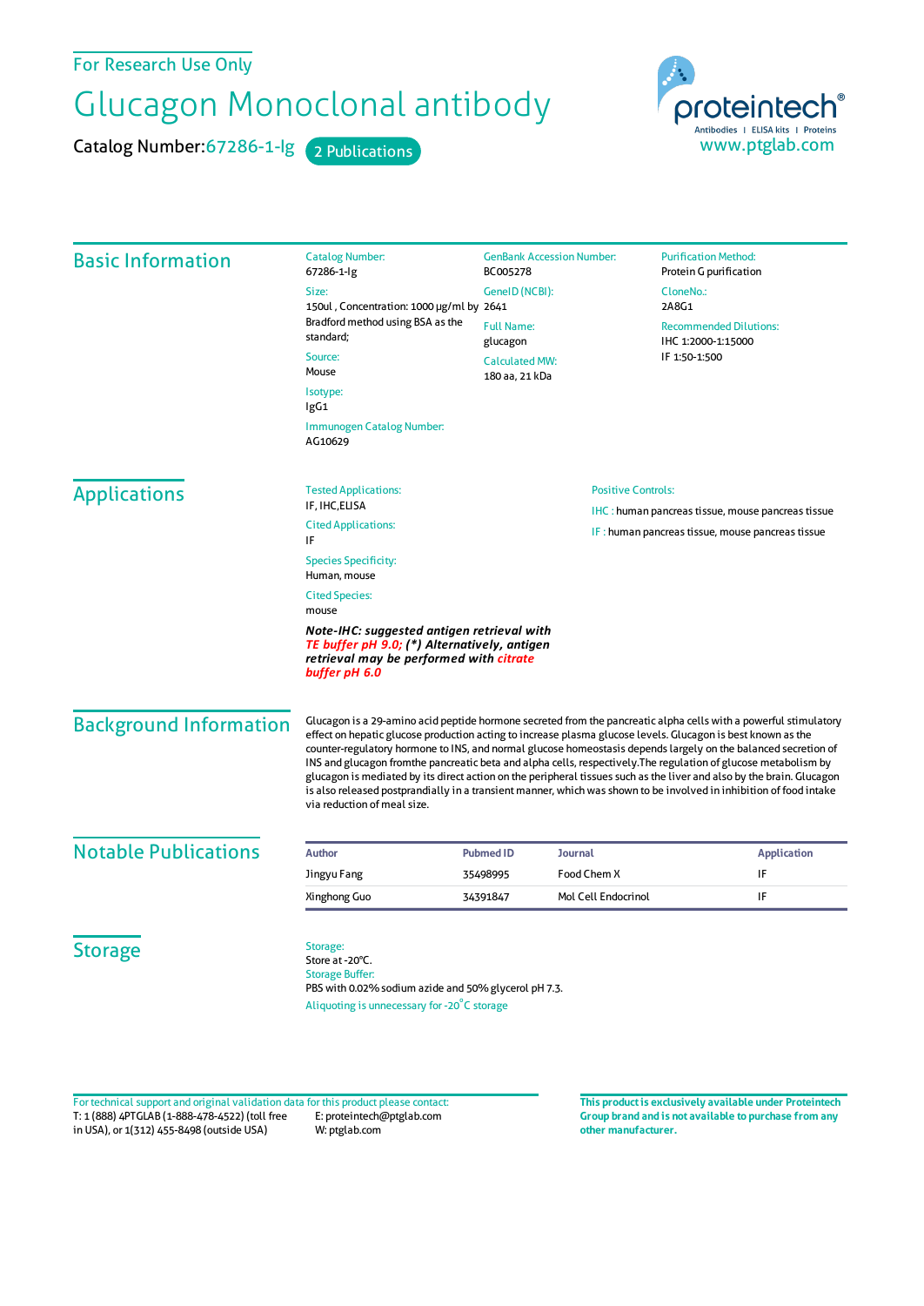For Research Use Only

# Glucagon Monoclonal antibody

Catalog Number: 67286-1-Ig    2 Publications

proteintech® Antibodies | ELISA kits | Proteins
www.ptglab.com

## Basic Information

**Catalog Number:**
67286-1-Ig

**Size:**
150ul , Concentration: 1000 μg/ml by Bradford method using BSA as the standard;

**Source:**
Mouse

**Isotype:**
IgG1

**Immunogen Catalog Number:**
AG10629

**GenBank Accession Number:**
BC005278

**GeneID (NCBI):**
2641

**Full Name:**
glucagon

**Calculated MW:**
180 aa, 21 kDa

**Purification Method:**
Protein G purification

**CloneNo.:**
2A8G1

**Recommended Dilutions:**
IHC 1:2000-1:15000
IF 1:50-1:500

## Applications

**Tested Applications:**
IF, IHC,ELISA

**Cited Applications:**
IF

**Species Specificity:**
Human, mouse

**Cited Species:**
mouse

***Note-IHC: suggested antigen retrieval with TE buffer pH 9.0; (\*) Alternatively, antigen retrieval may be performed with citrate buffer pH 6.0***

**Positive Controls:**

IHC : human pancreas tissue, mouse pancreas tissue

IF : human pancreas tissue, mouse pancreas tissue

## Background Information

Glucagon is a 29-amino acid peptide hormone secreted from the pancreatic alpha cells with a powerful stimulatory effect on hepatic glucose production acting to increase plasma glucose levels. Glucagon is best known as the counter-regulatory hormone to INS, and normal glucose homeostasis depends largely on the balanced secretion of INS and glucagon fromthe pancreatic beta and alpha cells, respectively.The regulation of glucose metabolism by glucagon is mediated by its direct action on the peripheral tissues such as the liver and also by the brain. Glucagon is also released postprandially in a transient manner, which was shown to be involved in inhibition of food intake via reduction of meal size.

## Notable Publications

| Author | Pubmed ID | Journal | Application |
|---|---|---|---|
| Jingyu Fang | 35498995 | Food Chem X | IF |
| Xinghong Guo | 34391847 | Mol Cell Endocrinol | IF |

## Storage

**Storage:**
Store at -20°C.

**Storage Buffer:**
PBS with 0.02% sodium azide and 50% glycerol pH 7.3.

Aliquoting is unnecessary for -20°C storage

For technical support and original validation data for this product please contact:
T: 1 (888) 4PTGLAB (1-888-478-4522) (toll free in USA), or 1(312) 455-8498 (outside USA)
E: proteintech@ptglab.com
W: ptglab.com

**This product is exclusively available under Proteintech Group brand and is not available to purchase from any other manufacturer.**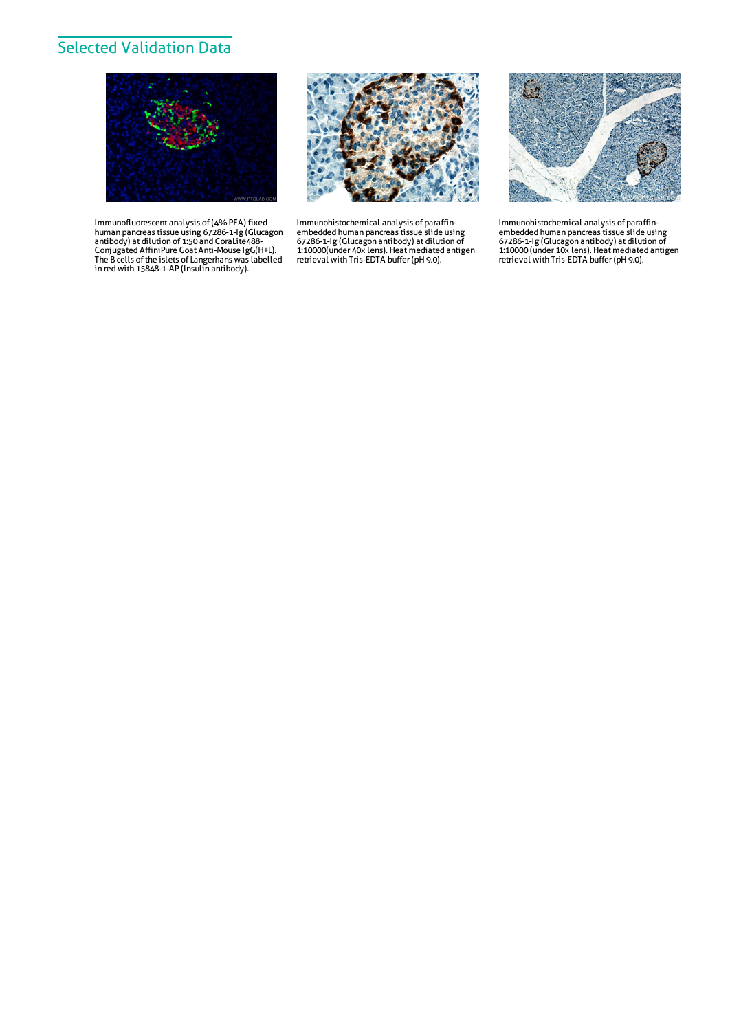## Selected Validation Data

Immunofluorescent analysis of (4% PFA) fixed human pancreas tissue using 67286-1-Ig (Glucagon antibody) at dilution of 1:50 and CoraLite488-Conjugated AffiniPure Goat Anti-Mouse IgG(H+L). The B cells of the islets of Langerhans was labelled in red with 15848-1-AP (Insulin antibody).

Immunohistochemical analysis of paraffin-embedded human pancreas tissue slide using 67286-1-Ig (Glucagon antibody) at dilution of 1:10000(under 40x lens). Heat mediated antigen retrieval with Tris-EDTA buffer (pH 9.0).

Immunohistochemical analysis of paraffin-embedded human pancreas tissue slide using 67286-1-Ig (Glucagon antibody) at dilution of 1:10000 (under 10x lens). Heat mediated antigen retrieval with Tris-EDTA buffer (pH 9.0).